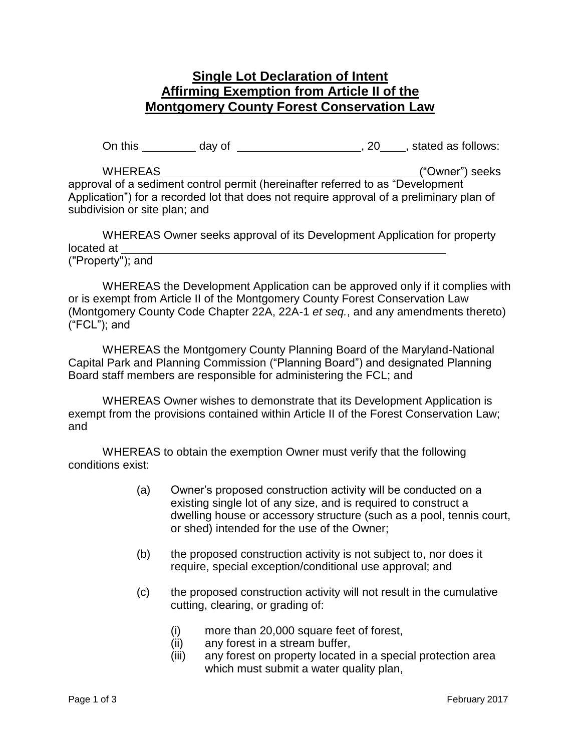# **Single Lot Declaration of Intent**
# **Affirming Exemption from Article II of the Montgomery County Forest Conservation Law**

On this _________ day of ___________________, 20____, stated as follows:

WHEREAS ________________________________________("Owner") seeks approval of a sediment control permit (hereinafter referred to as "Development Application") for a recorded lot that does not require approval of a preliminary plan of subdivision or site plan; and

WHEREAS Owner seeks approval of its Development Application for property located at ______________________________________________________ ("Property"); and

WHEREAS the Development Application can be approved only if it complies with or is exempt from Article II of the Montgomery County Forest Conservation Law (Montgomery County Code Chapter 22A, 22A-1 *et seq.*, and any amendments thereto) ("FCL"); and

WHEREAS the Montgomery County Planning Board of the Maryland-National Capital Park and Planning Commission ("Planning Board") and designated Planning Board staff members are responsible for administering the FCL; and

WHEREAS Owner wishes to demonstrate that its Development Application is exempt from the provisions contained within Article II of the Forest Conservation Law; and

WHEREAS to obtain the exemption Owner must verify that the following conditions exist:

(a) Owner's proposed construction activity will be conducted on a existing single lot of any size, and is required to construct a dwelling house or accessory structure (such as a pool, tennis court, or shed) intended for the use of the Owner;

(b) the proposed construction activity is not subject to, nor does it require, special exception/conditional use approval; and

(c) the proposed construction activity will not result in the cumulative cutting, clearing, or grading of:

  (i) more than 20,000 square feet of forest,
  (ii) any forest in a stream buffer,
  (iii) any forest on property located in a special protection area which must submit a water quality plan,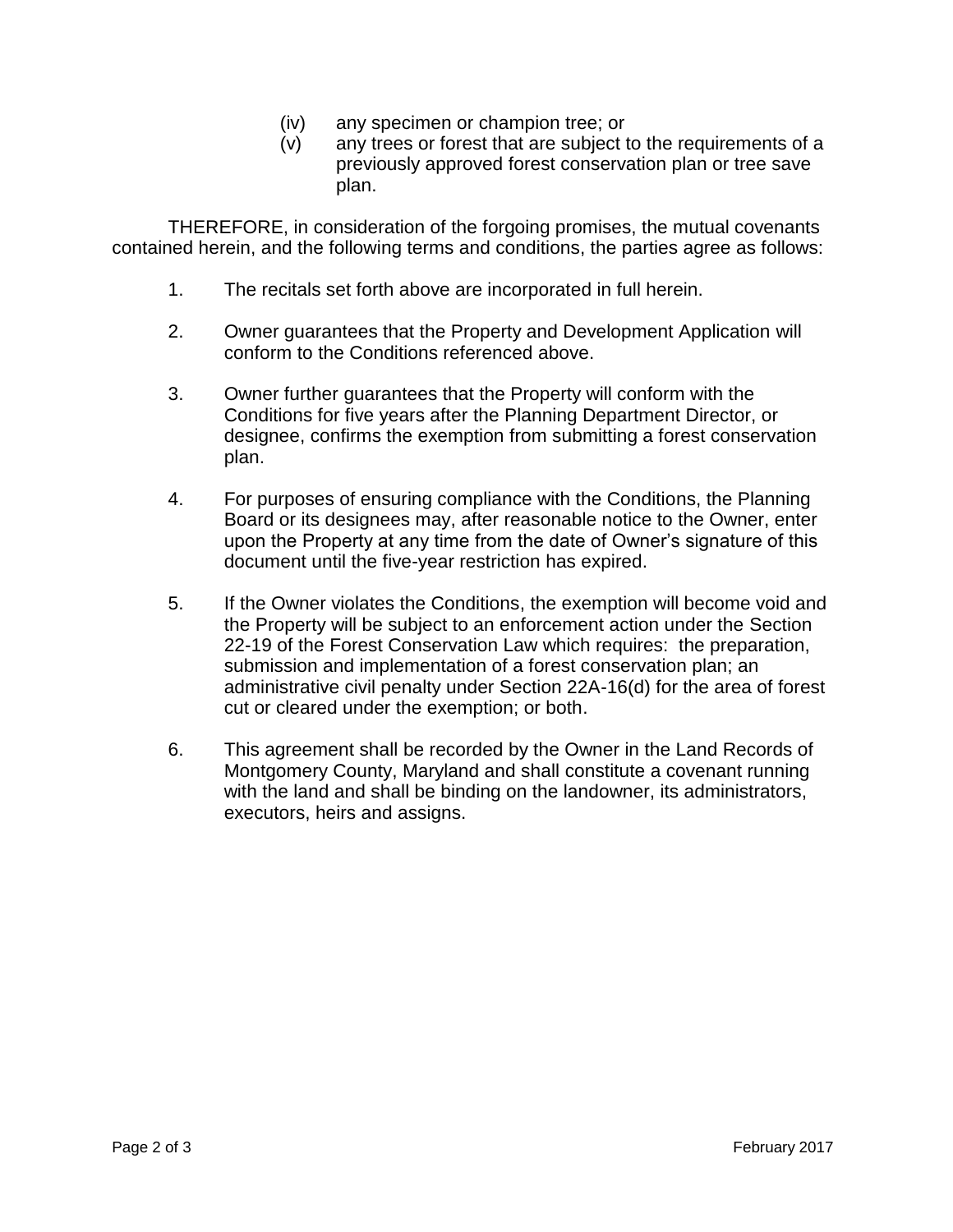(iv) any specimen or champion tree; or

(v) any trees or forest that are subject to the requirements of a previously approved forest conservation plan or tree save plan.

THEREFORE, in consideration of the forgoing promises, the mutual covenants contained herein, and the following terms and conditions, the parties agree as follows:

1. The recitals set forth above are incorporated in full herein.

2. Owner guarantees that the Property and Development Application will conform to the Conditions referenced above.

3. Owner further guarantees that the Property will conform with the Conditions for five years after the Planning Department Director, or designee, confirms the exemption from submitting a forest conservation plan.

4. For purposes of ensuring compliance with the Conditions, the Planning Board or its designees may, after reasonable notice to the Owner, enter upon the Property at any time from the date of Owner's signature of this document until the five-year restriction has expired.

5. If the Owner violates the Conditions, the exemption will become void and the Property will be subject to an enforcement action under the Section 22-19 of the Forest Conservation Law which requires: the preparation, submission and implementation of a forest conservation plan; an administrative civil penalty under Section 22A-16(d) for the area of forest cut or cleared under the exemption; or both.

6. This agreement shall be recorded by the Owner in the Land Records of Montgomery County, Maryland and shall constitute a covenant running with the land and shall be binding on the landowner, its administrators, executors, heirs and assigns.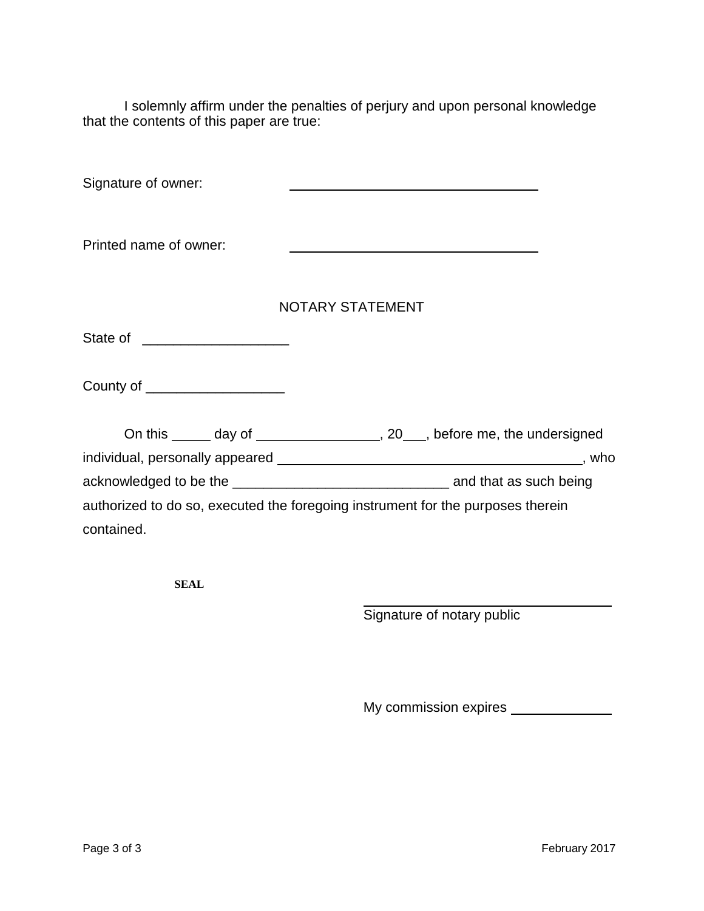I solemnly affirm under the penalties of perjury and upon personal knowledge that the contents of this paper are true:

Signature of owner: ______________________________

Printed name of owner: ______________________________

## NOTARY STATEMENT

State of __________________

County of _________________

On this _____ day of ________________, 20___, before me, the undersigned individual, personally appeared ________________________________________, who acknowledged to be the ____________________________ and that as such being authorized to do so, executed the foregoing instrument for the purposes therein contained.

**SEAL**

______________________________
Signature of notary public

My commission expires ____________